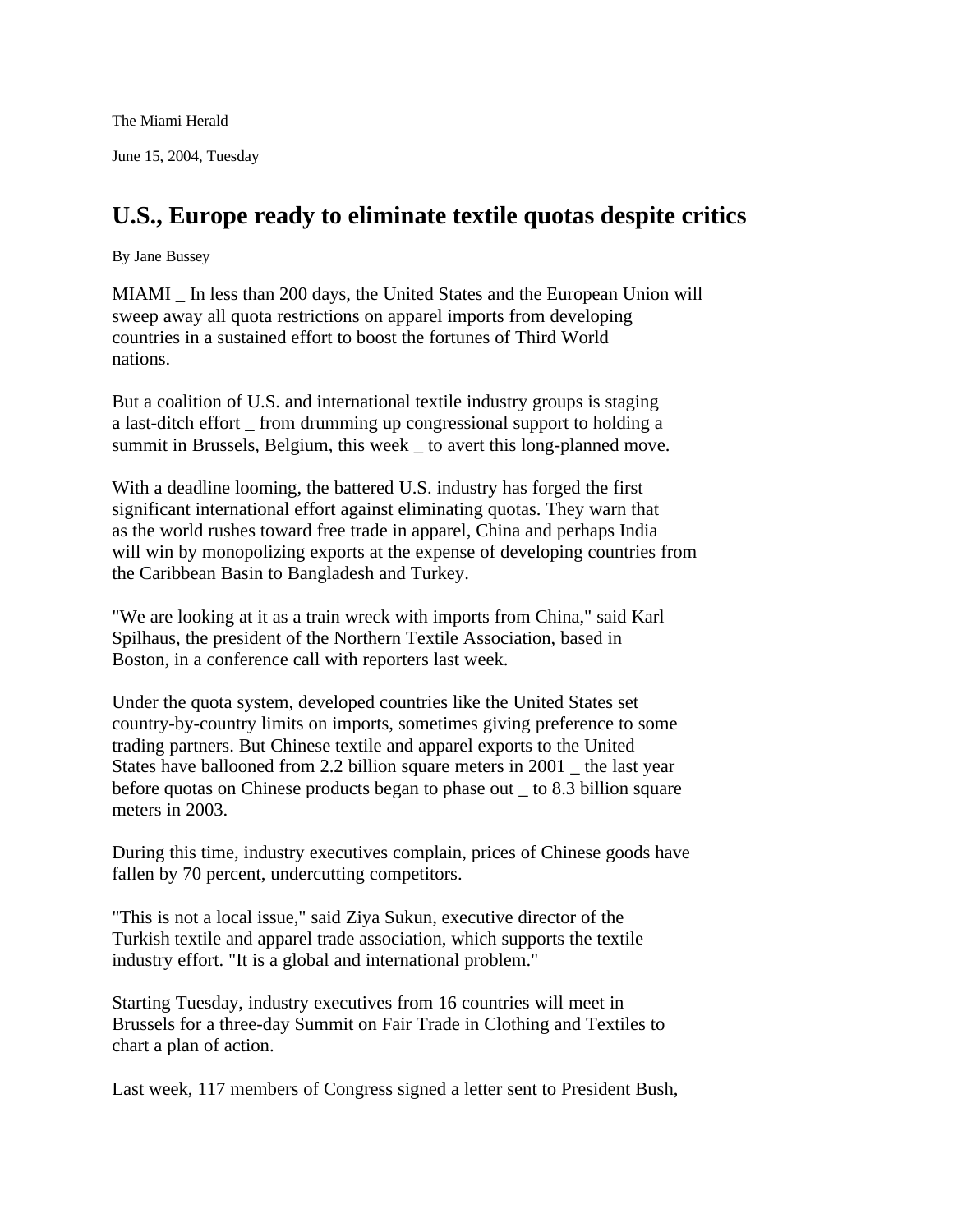The Miami Herald

June 15, 2004, Tuesday

# U.S., Europe ready to eliminate textile quotas despite critics

By Jane Bussey

MIAMI _ In less than 200 days, the United States and the European Union will sweep away all quota restrictions on apparel imports from developing countries in a sustained effort to boost the fortunes of Third World nations.

But a coalition of U.S. and international textile industry groups is staging a last-ditch effort _ from drumming up congressional support to holding a summit in Brussels, Belgium, this week _ to avert this long-planned move.

With a deadline looming, the battered U.S. industry has forged the first significant international effort against eliminating quotas. They warn that as the world rushes toward free trade in apparel, China and perhaps India will win by monopolizing exports at the expense of developing countries from the Caribbean Basin to Bangladesh and Turkey.

"We are looking at it as a train wreck with imports from China," said Karl Spilhaus, the president of the Northern Textile Association, based in Boston, in a conference call with reporters last week.

Under the quota system, developed countries like the United States set country-by-country limits on imports, sometimes giving preference to some trading partners. But Chinese textile and apparel exports to the United States have ballooned from 2.2 billion square meters in 2001 _ the last year before quotas on Chinese products began to phase out _ to 8.3 billion square meters in 2003.

During this time, industry executives complain, prices of Chinese goods have fallen by 70 percent, undercutting competitors.

"This is not a local issue," said Ziya Sukun, executive director of the Turkish textile and apparel trade association, which supports the textile industry effort. "It is a global and international problem."

Starting Tuesday, industry executives from 16 countries will meet in Brussels for a three-day Summit on Fair Trade in Clothing and Textiles to chart a plan of action.

Last week, 117 members of Congress signed a letter sent to President Bush,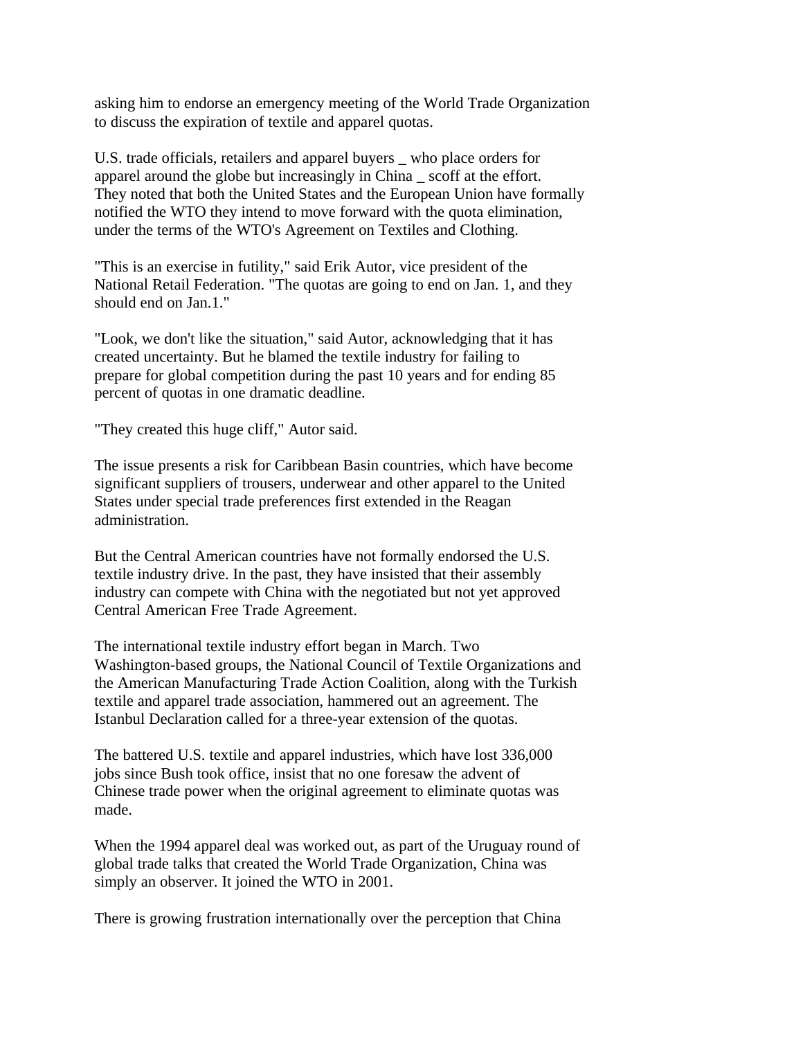asking him to endorse an emergency meeting of the World Trade Organization to discuss the expiration of textile and apparel quotas.

U.S. trade officials, retailers and apparel buyers _ who place orders for apparel around the globe but increasingly in China _ scoff at the effort. They noted that both the United States and the European Union have formally notified the WTO they intend to move forward with the quota elimination, under the terms of the WTO's Agreement on Textiles and Clothing.

"This is an exercise in futility," said Erik Autor, vice president of the National Retail Federation. "The quotas are going to end on Jan. 1, and they should end on Jan.1."

"Look, we don't like the situation," said Autor, acknowledging that it has created uncertainty. But he blamed the textile industry for failing to prepare for global competition during the past 10 years and for ending 85 percent of quotas in one dramatic deadline.

"They created this huge cliff," Autor said.

The issue presents a risk for Caribbean Basin countries, which have become significant suppliers of trousers, underwear and other apparel to the United States under special trade preferences first extended in the Reagan administration.

But the Central American countries have not formally endorsed the U.S. textile industry drive. In the past, they have insisted that their assembly industry can compete with China with the negotiated but not yet approved Central American Free Trade Agreement.

The international textile industry effort began in March. Two Washington-based groups, the National Council of Textile Organizations and the American Manufacturing Trade Action Coalition, along with the Turkish textile and apparel trade association, hammered out an agreement. The Istanbul Declaration called for a three-year extension of the quotas.

The battered U.S. textile and apparel industries, which have lost 336,000 jobs since Bush took office, insist that no one foresaw the advent of Chinese trade power when the original agreement to eliminate quotas was made.

When the 1994 apparel deal was worked out, as part of the Uruguay round of global trade talks that created the World Trade Organization, China was simply an observer. It joined the WTO in 2001.

There is growing frustration internationally over the perception that China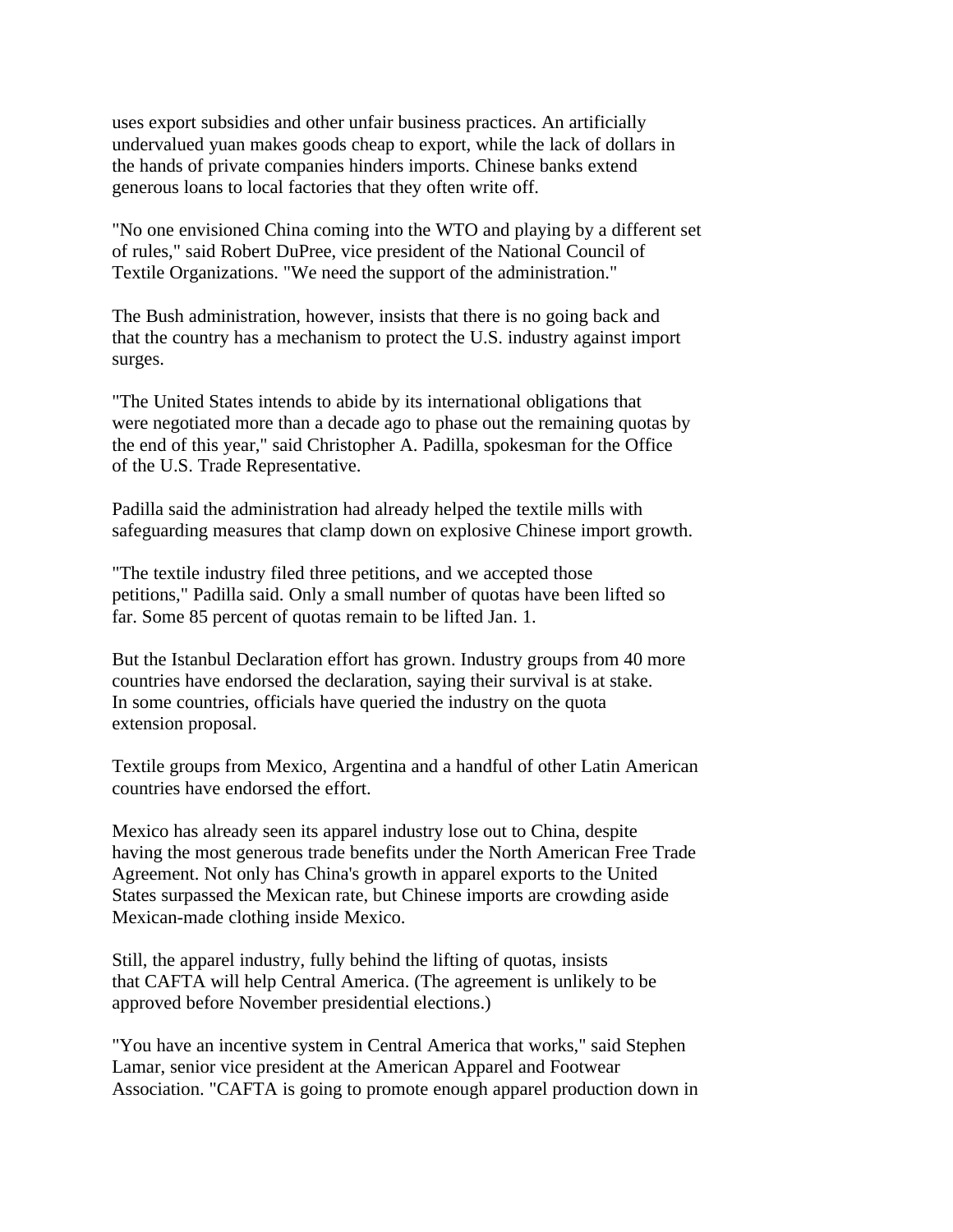uses export subsidies and other unfair business practices. An artificially undervalued yuan makes goods cheap to export, while the lack of dollars in the hands of private companies hinders imports. Chinese banks extend generous loans to local factories that they often write off.

"No one envisioned China coming into the WTO and playing by a different set of rules," said Robert DuPree, vice president of the National Council of Textile Organizations. "We need the support of the administration."

The Bush administration, however, insists that there is no going back and that the country has a mechanism to protect the U.S. industry against import surges.

"The United States intends to abide by its international obligations that were negotiated more than a decade ago to phase out the remaining quotas by the end of this year," said Christopher A. Padilla, spokesman for the Office of the U.S. Trade Representative.

Padilla said the administration had already helped the textile mills with safeguarding measures that clamp down on explosive Chinese import growth.

"The textile industry filed three petitions, and we accepted those petitions," Padilla said. Only a small number of quotas have been lifted so far. Some 85 percent of quotas remain to be lifted Jan. 1.

But the Istanbul Declaration effort has grown. Industry groups from 40 more countries have endorsed the declaration, saying their survival is at stake. In some countries, officials have queried the industry on the quota extension proposal.

Textile groups from Mexico, Argentina and a handful of other Latin American countries have endorsed the effort.

Mexico has already seen its apparel industry lose out to China, despite having the most generous trade benefits under the North American Free Trade Agreement. Not only has China's growth in apparel exports to the United States surpassed the Mexican rate, but Chinese imports are crowding aside Mexican-made clothing inside Mexico.

Still, the apparel industry, fully behind the lifting of quotas, insists that CAFTA will help Central America. (The agreement is unlikely to be approved before November presidential elections.)

"You have an incentive system in Central America that works," said Stephen Lamar, senior vice president at the American Apparel and Footwear Association. "CAFTA is going to promote enough apparel production down in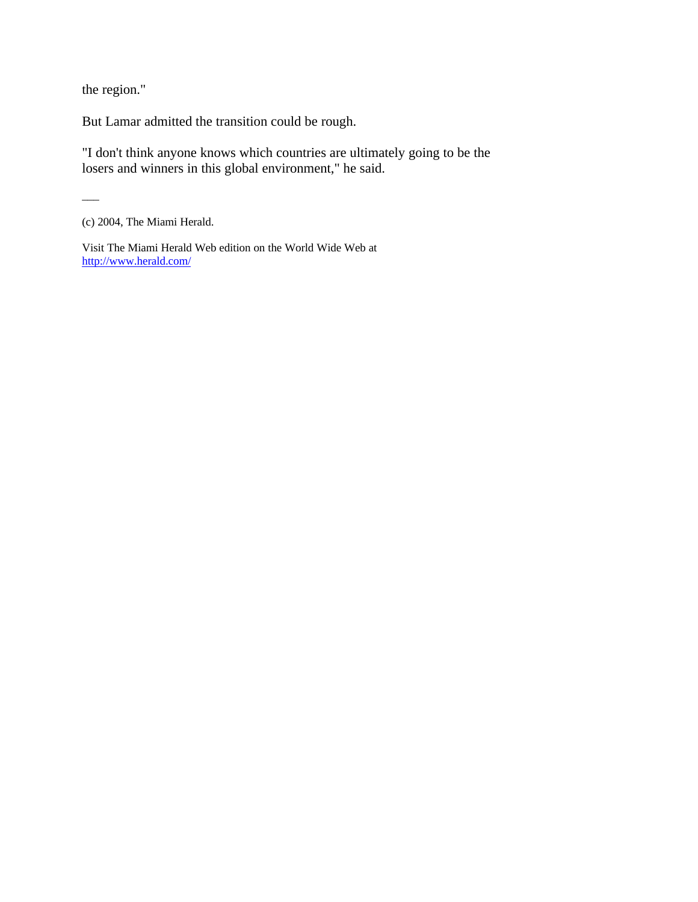the region."

But Lamar admitted the transition could be rough.

"I don't think anyone knows which countries are ultimately going to be the losers and winners in this global environment," he said.

---

(c) 2004, The Miami Herald.

Visit The Miami Herald Web edition on the World Wide Web at http://www.herald.com/